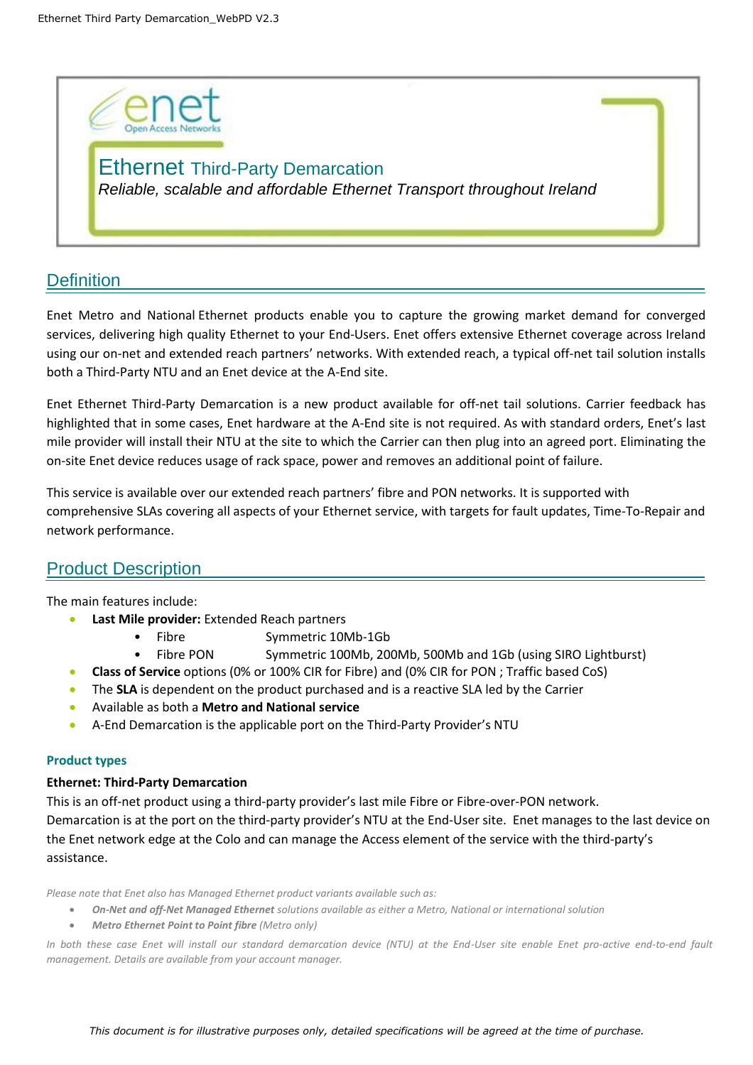enet
Open Access Networks

# Ethernet Third-Party Demarcation

*Reliable, scalable and affordable Ethernet Transport throughout Ireland*

## Definition

Enet Metro and National Ethernet products enable you to capture the growing market demand for converged services, delivering high quality Ethernet to your End-Users. Enet offers extensive Ethernet coverage across Ireland using our on-net and extended reach partners' networks. With extended reach, a typical off-net tail solution installs both a Third-Party NTU and an Enet device at the A-End site.

Enet Ethernet Third-Party Demarcation is a new product available for off-net tail solutions. Carrier feedback has highlighted that in some cases, Enet hardware at the A-End site is not required. As with standard orders, Enet's last mile provider will install their NTU at the site to which the Carrier can then plug into an agreed port. Eliminating the on-site Enet device reduces usage of rack space, power and removes an additional point of failure.

This service is available over our extended reach partners' fibre and PON networks. It is supported with comprehensive SLAs covering all aspects of your Ethernet service, with targets for fault updates, Time-To-Repair and network performance.

## Product Description

The main features include:

- **Last Mile provider:** Extended Reach partners
  - Fibre — Symmetric 10Mb-1Gb
  - Fibre PON — Symmetric 100Mb, 200Mb, 500Mb and 1Gb (using SIRO Lightburst)
- **Class of Service** options (0% or 100% CIR for Fibre) and (0% CIR for PON ; Traffic based CoS)
- The **SLA** is dependent on the product purchased and is a reactive SLA led by the Carrier
- Available as both a **Metro and National service**
- A-End Demarcation is the applicable port on the Third-Party Provider's NTU

### Product types

**Ethernet: Third-Party Demarcation**

This is an off-net product using a third-party provider's last mile Fibre or Fibre-over-PON network.
Demarcation is at the port on the third-party provider's NTU at the End-User site. Enet manages to the last device on the Enet network edge at the Colo and can manage the Access element of the service with the third-party's assistance.

*Please note that Enet also has Managed Ethernet product variants available such as:*

- ***On-Net and off-Net Managed Ethernet** solutions available as either a Metro, National or international solution*
- ***Metro Ethernet Point to Point fibre** (Metro only)*

*In both these case Enet will install our standard demarcation device (NTU) at the End-User site enable Enet pro-active end-to-end fault management. Details are available from your account manager.*

*This document is for illustrative purposes only, detailed specifications will be agreed at the time of purchase.*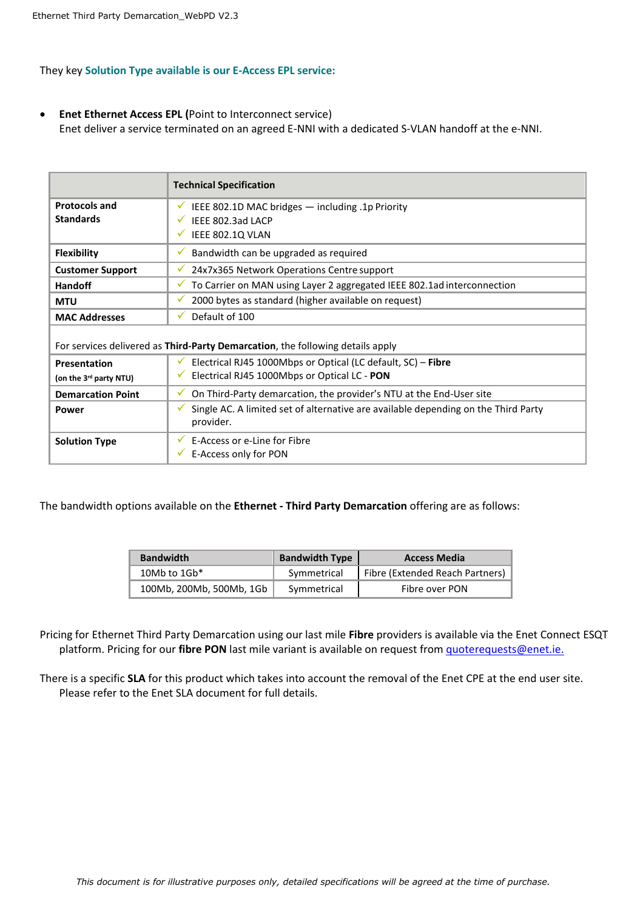They key **Solution Type available is our E-Access EPL service:**

- **Enet Ethernet Access EPL (**Point to Interconnect service)
  Enet deliver a service terminated on an agreed E-NNI with a dedicated S-VLAN handoff at the e-NNI.

| | **Technical Specification** |
|---|---|
| **Protocols and Standards** | ✓ IEEE 802.1D MAC bridges — including .1p Priority<br>✓ IEEE 802.3ad LACP<br>✓ IEEE 802.1Q VLAN |
| **Flexibility** | ✓ Bandwidth can be upgraded as required |
| **Customer Support** | ✓ 24x7x365 Network Operations Centre support |
| **Handoff** | ✓ To Carrier on MAN using Layer 2 aggregated IEEE 802.1ad interconnection |
| **MTU** | ✓ 2000 bytes as standard (higher available on request) |
| **MAC Addresses** | ✓ Default of 100 |
| For services delivered as **Third-Party Demarcation**, the following details apply | |
| **Presentation** (on the 3rd party NTU) | ✓ Electrical RJ45 1000Mbps or Optical (LC default, SC) – **Fibre**<br>✓ Electrical RJ45 1000Mbps or Optical LC - **PON** |
| **Demarcation Point** | ✓ On Third-Party demarcation, the provider's NTU at the End-User site |
| **Power** | ✓ Single AC. A limited set of alternative are available depending on the Third Party provider. |
| **Solution Type** | ✓ E-Access or e-Line for Fibre<br>✓ E-Access only for PON |

The bandwidth options available on the **Ethernet - Third Party Demarcation** offering are as follows:

| Bandwidth | Bandwidth Type | Access Media |
|---|---|---|
| 10Mb to 1Gb* | Symmetrical | Fibre (Extended Reach Partners) |
| 100Mb, 200Mb, 500Mb, 1Gb | Symmetrical | Fibre over PON |

Pricing for Ethernet Third Party Demarcation using our last mile **Fibre** providers is available via the Enet Connect ESQT platform. Pricing for our **fibre PON** last mile variant is available on request from quoterequests@enet.ie.

There is a specific **SLA** for this product which takes into account the removal of the Enet CPE at the end user site. Please refer to the Enet SLA document for full details.

*This document is for illustrative purposes only, detailed specifications will be agreed at the time of purchase.*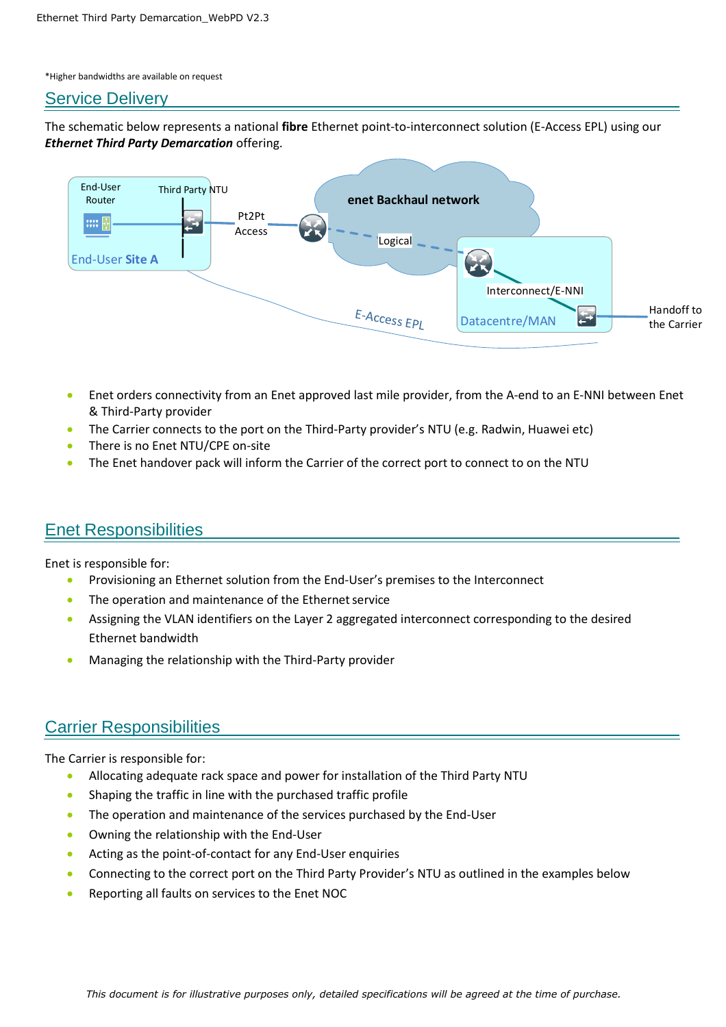*Higher bandwidths are available on request

## Service Delivery

The schematic below represents a national **fibre** Ethernet point-to-interconnect solution (E-Access EPL) using our ***Ethernet Third Party Demarcation*** offering.

- Enet orders connectivity from an Enet approved last mile provider, from the A-end to an E-NNI between Enet & Third-Party provider
- The Carrier connects to the port on the Third-Party provider's NTU (e.g. Radwin, Huawei etc)
- There is no Enet NTU/CPE on-site
- The Enet handover pack will inform the Carrier of the correct port to connect to on the NTU

## Enet Responsibilities

Enet is responsible for:

- Provisioning an Ethernet solution from the End-User's premises to the Interconnect
- The operation and maintenance of the Ethernet service
- Assigning the VLAN identifiers on the Layer 2 aggregated interconnect corresponding to the desired Ethernet bandwidth
- Managing the relationship with the Third-Party provider

## Carrier Responsibilities

The Carrier is responsible for:

- Allocating adequate rack space and power for installation of the Third Party NTU
- Shaping the traffic in line with the purchased traffic profile
- The operation and maintenance of the services purchased by the End-User
- Owning the relationship with the End-User
- Acting as the point-of-contact for any End-User enquiries
- Connecting to the correct port on the Third Party Provider's NTU as outlined in the examples below
- Reporting all faults on services to the Enet NOC

*This document is for illustrative purposes only, detailed specifications will be agreed at the time of purchase.*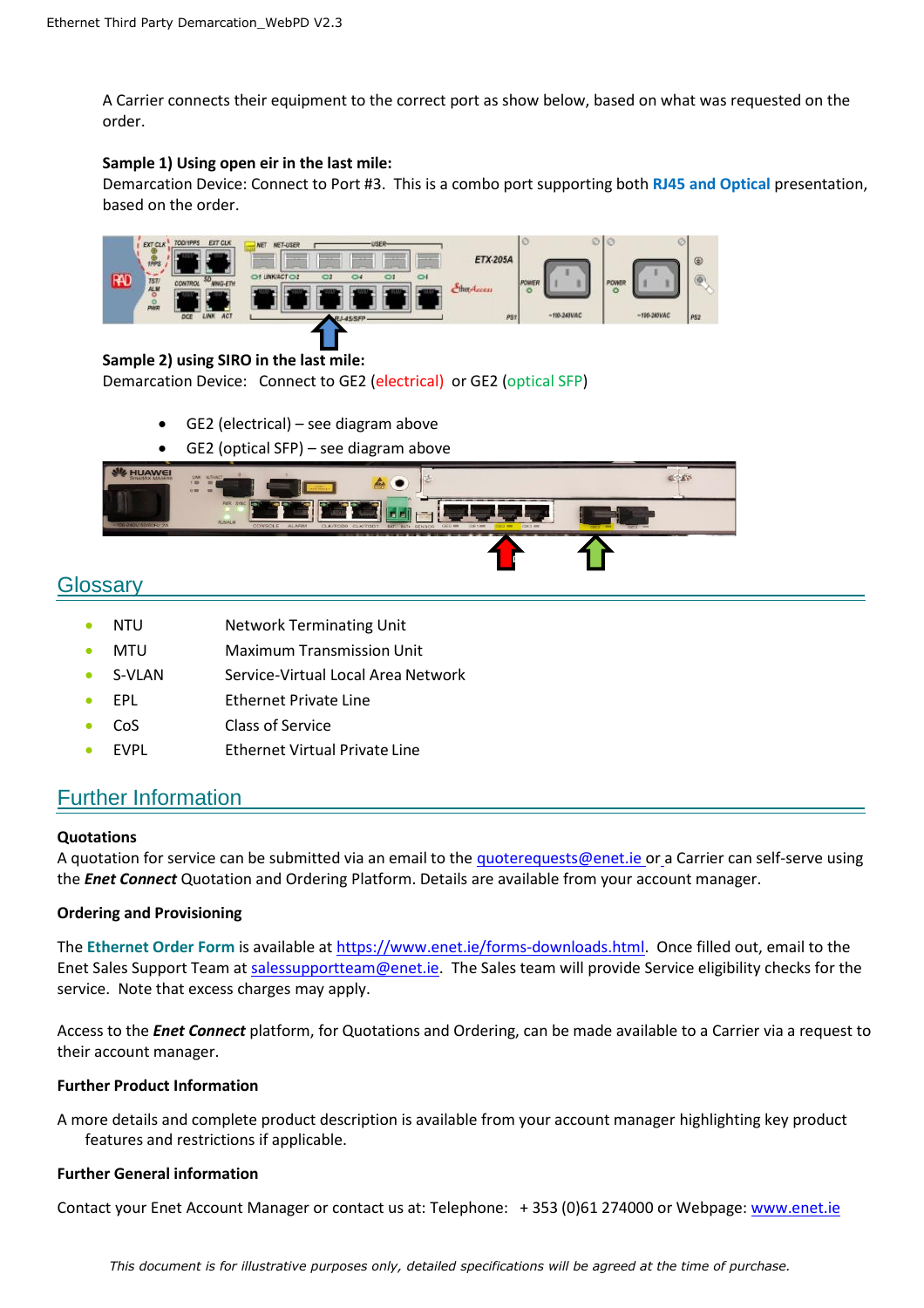A Carrier connects their equipment to the correct port as show below, based on what was requested on the order.

**Sample 1) Using open eir in the last mile:**
Demarcation Device: Connect to Port #3. This is a combo port supporting both **RJ45 and Optical** presentation, based on the order.

**Sample 2) using SIRO in the last mile:**
Demarcation Device: Connect to GE2 (electrical) or GE2 (optical SFP)

- GE2 (electrical) – see diagram above
- GE2 (optical SFP) – see diagram above

## Glossary

- NTU Network Terminating Unit
- MTU Maximum Transmission Unit
- S-VLAN Service-Virtual Local Area Network
- EPL Ethernet Private Line
- CoS Class of Service
- EVPL Ethernet Virtual Private Line

## Further Information

**Quotations**
A quotation for service can be submitted via an email to the quoterequests@enet.ie or a Carrier can self-serve using the ***Enet Connect*** Quotation and Ordering Platform. Details are available from your account manager.

**Ordering and Provisioning**

The **Ethernet Order Form** is available at https://www.enet.ie/forms-downloads.html. Once filled out, email to the Enet Sales Support Team at salessupportteam@enet.ie. The Sales team will provide Service eligibility checks for the service. Note that excess charges may apply.

Access to the ***Enet Connect*** platform, for Quotations and Ordering, can be made available to a Carrier via a request to their account manager.

**Further Product Information**

A more details and complete product description is available from your account manager highlighting key product features and restrictions if applicable.

**Further General information**

Contact your Enet Account Manager or contact us at: Telephone: + 353 (0)61 274000 or Webpage: www.enet.ie

*This document is for illustrative purposes only, detailed specifications will be agreed at the time of purchase.*